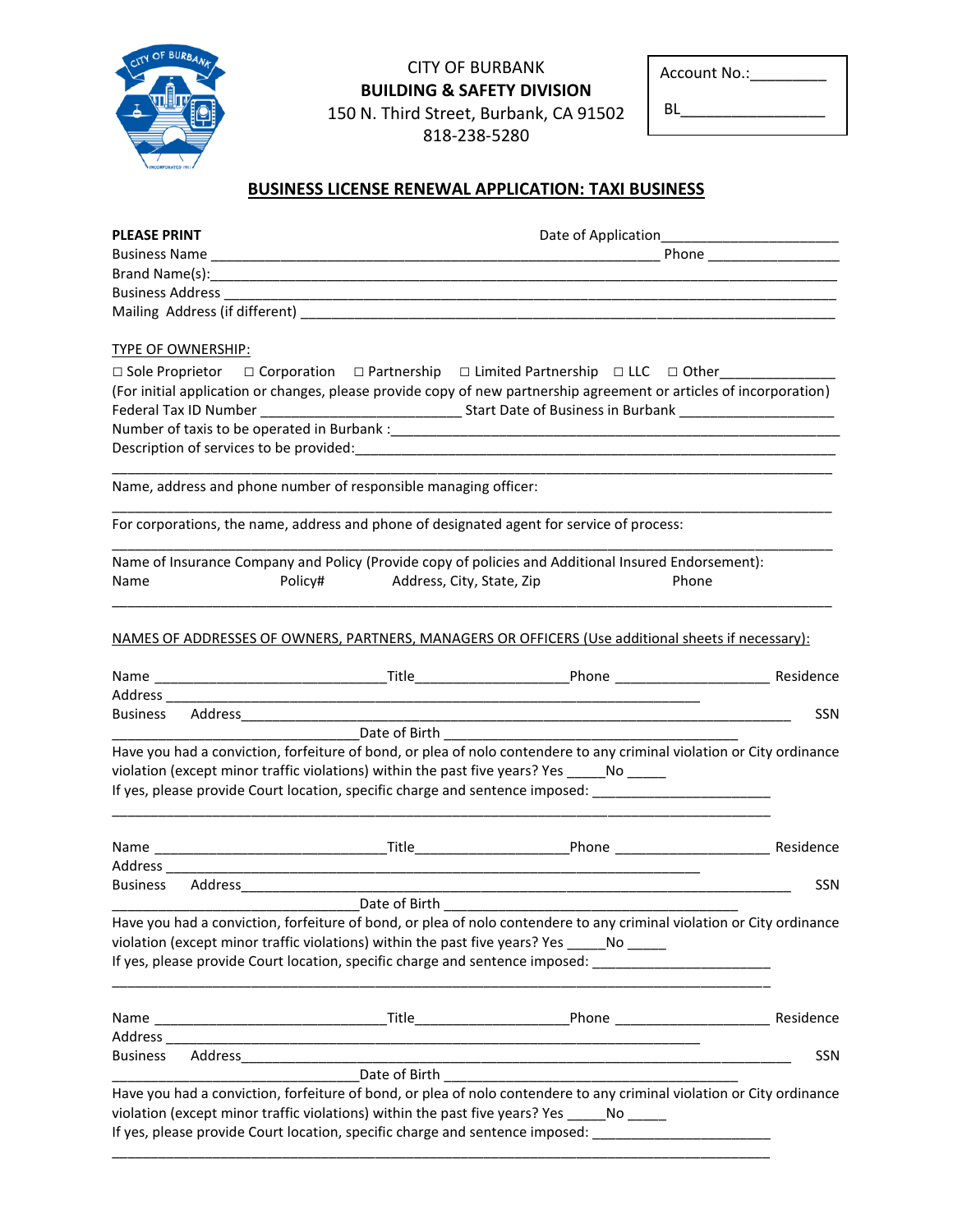CITY OF BURBANK
**BUILDING & SAFETY DIVISION**
150 N. Third Street, Burbank, CA 91502
818-238-5280

Account No.:_________

BL_________________

## BUSINESS LICENSE RENEWAL APPLICATION: TAXI BUSINESS

**PLEASE PRINT** Date of Application______________________

Business Name ________________________________________________________ Phone _________________

Brand Name(s):__________________________________________________________________________

Business Address _______________________________________________________________________

Mailing Address (if different) _____________________________________________________________

TYPE OF OWNERSHIP:

☐ Sole Proprietor ☐ Corporation ☐ Partnership ☐ Limited Partnership ☐ LLC ☐ Other______________

(For initial application or changes, please provide copy of new partnership agreement or articles of incorporation)

Federal Tax ID Number _________________________ Start Date of Business in Burbank ___________________

Number of taxis to be operated in Burbank :___________________________________________________

Description of services to be provided:_______________________________________________________

_____________________________________________________________________________________

Name, address and phone number of responsible managing officer:

_____________________________________________________________________________________

For corporations, the name, address and phone of designated agent for service of process:

_____________________________________________________________________________________

Name of Insurance Company and Policy (Provide copy of policies and Additional Insured Endorsement):

Name Policy# Address, City, State, Zip Phone

_____________________________________________________________________________________

NAMES OF ADDRESSES OF OWNERS, PARTNERS, MANAGERS OR OFFICERS (Use additional sheets if necessary):

Name ____________________________Title___________________Phone ____________________ Residence Address ________________________________________________________________________

Business Address__________________________________________________________________ SSN ______________________________Date of Birth _____________________________________

Have you had a conviction, forfeiture of bond, or plea of nolo contendere to any criminal violation or City ordinance violation (except minor traffic violations) within the past five years? Yes _____No _____

If yes, please provide Court location, specific charge and sentence imposed: _______________________

_____________________________________________________________________________________

Name ____________________________Title___________________Phone ____________________ Residence Address ________________________________________________________________________

Business Address__________________________________________________________________ SSN ______________________________Date of Birth _____________________________________

Have you had a conviction, forfeiture of bond, or plea of nolo contendere to any criminal violation or City ordinance violation (except minor traffic violations) within the past five years? Yes _____No _____

If yes, please provide Court location, specific charge and sentence imposed: _______________________

_____________________________________________________________________________________

Name ____________________________Title___________________Phone ____________________ Residence Address ________________________________________________________________________

Business Address__________________________________________________________________ SSN ______________________________Date of Birth _____________________________________

Have you had a conviction, forfeiture of bond, or plea of nolo contendere to any criminal violation or City ordinance violation (except minor traffic violations) within the past five years? Yes _____No _____

If yes, please provide Court location, specific charge and sentence imposed: _______________________

_____________________________________________________________________________________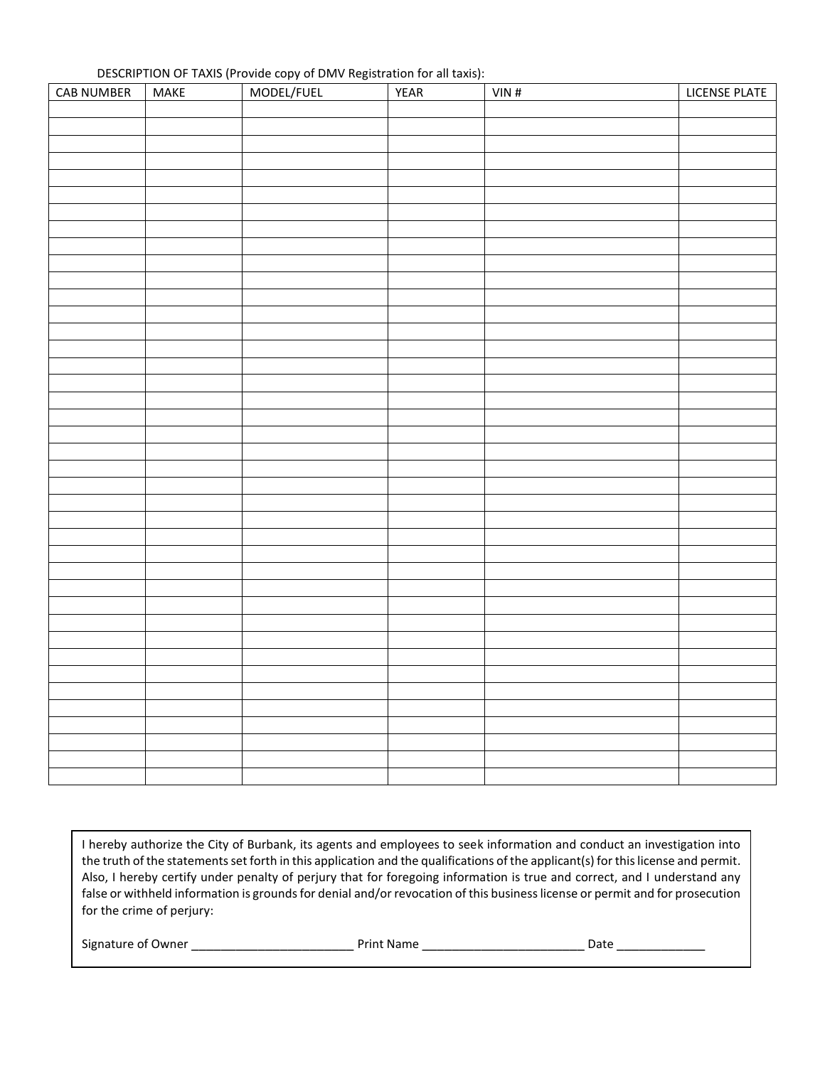DESCRIPTION OF TAXIS (Provide copy of DMV Registration for all taxis):

| CAB NUMBER | MAKE | MODEL/FUEL | YEAR | VIN # | LICENSE PLATE |
| --- | --- | --- | --- | --- | --- |
| | | | | | |
| | | | | | |
| | | | | | |
| | | | | | |
| | | | | | |
| | | | | | |
| | | | | | |
| | | | | | |
| | | | | | |
| | | | | | |
| | | | | | |
| | | | | | |
| | | | | | |
| | | | | | |
| | | | | | |
| | | | | | |
| | | | | | |
| | | | | | |
| | | | | | |
| | | | | | |
| | | | | | |
| | | | | | |
| | | | | | |
| | | | | | |
| | | | | | |
| | | | | | |
| | | | | | |
| | | | | | |
| | | | | | |
| | | | | | |
| | | | | | |
| | | | | | |
| | | | | | |
| | | | | | |
| | | | | | |
| | | | | | |
| | | | | | |
| | | | | | |
| | | | | | |
| | | | | | |

I hereby authorize the City of Burbank, its agents and employees to seek information and conduct an investigation into the truth of the statements set forth in this application and the qualifications of the applicant(s) for this license and permit. Also, I hereby certify under penalty of perjury that for foregoing information is true and correct, and I understand any false or withheld information is grounds for denial and/or revocation of this business license or permit and for prosecution for the crime of perjury:

Signature of Owner ________________________ Print Name ________________________ Date _____________